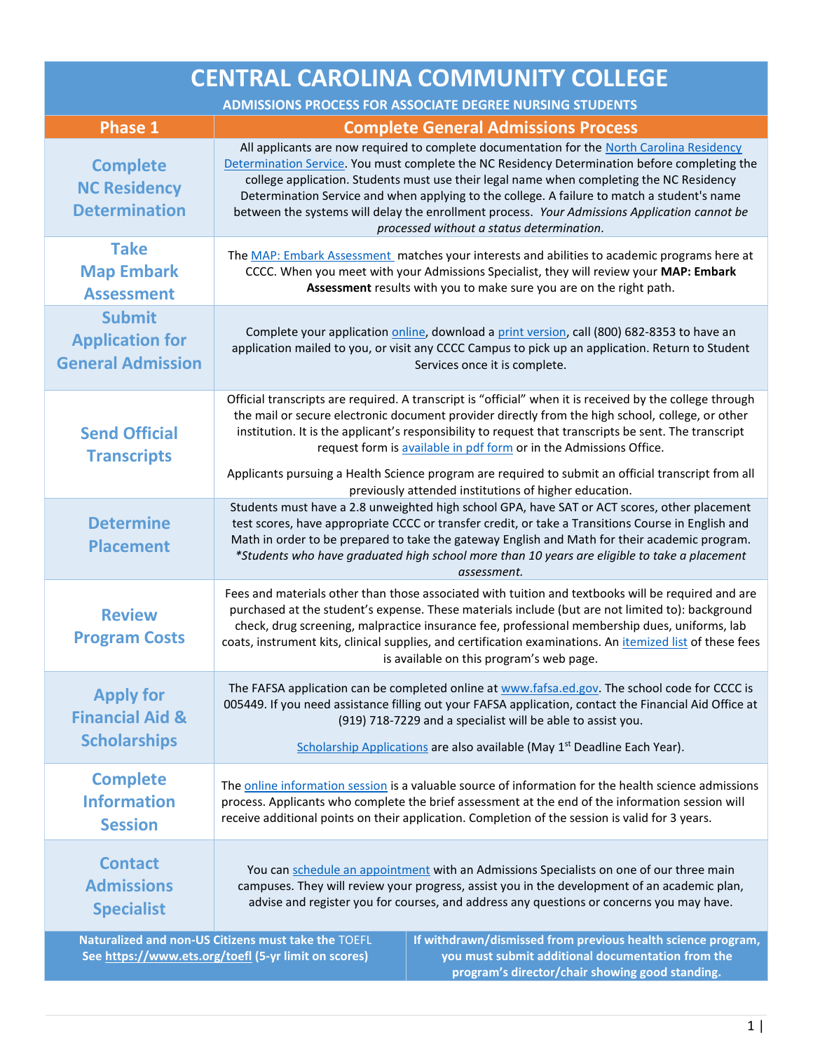# CENTRAL CAROLINA COMMUNITY COLLEGE

## ADMISSIONS PROCESS FOR ASSOCIATE DEGREE NURSING STUDENTS

| Phase 1 | Complete General Admissions Process |
|---|---|
| **Complete NC Residency Determination** | All applicants are now required to complete documentation for the North Carolina Residency Determination Service. You must complete the NC Residency Determination before completing the college application. Students must use their legal name when completing the NC Residency Determination Service and when applying to the college. A failure to match a student's name between the systems will delay the enrollment process. *Your Admissions Application cannot be processed without a status determination.* |
| **Take Map Embark Assessment** | The MAP: Embark Assessment matches your interests and abilities to academic programs here at CCCC. When you meet with your Admissions Specialist, they will review your **MAP: Embark Assessment** results with you to make sure you are on the right path. |
| **Submit Application for General Admission** | Complete your application online, download a print version, call (800) 682-8353 to have an application mailed to you, or visit any CCCC Campus to pick up an application. Return to Student Services once it is complete. |
| **Send Official Transcripts** | Official transcripts are required. A transcript is "official" when it is received by the college through the mail or secure electronic document provider directly from the high school, college, or other institution. It is the applicant's responsibility to request that transcripts be sent. The transcript request form is available in pdf form or in the Admissions Office. <br><br> Applicants pursuing a Health Science program are required to submit an official transcript from all previously attended institutions of higher education. |
| **Determine Placement** | Students must have a 2.8 unweighted high school GPA, have SAT or ACT scores, other placement test scores, have appropriate CCCC or transfer credit, or take a Transitions Course in English and Math in order to be prepared to take the gateway English and Math for their academic program. *\*Students who have graduated high school more than 10 years are eligible to take a placement assessment.* |
| **Review Program Costs** | Fees and materials other than those associated with tuition and textbooks will be required and are purchased at the student's expense. These materials include (but are not limited to): background check, drug screening, malpractice insurance fee, professional membership dues, uniforms, lab coats, instrument kits, clinical supplies, and certification examinations. An itemized list of these fees is available on this program's web page. |
| **Apply for Financial Aid & Scholarships** | The FAFSA application can be completed online at www.fafsa.ed.gov. The school code for CCCC is 005449. If you need assistance filling out your FAFSA application, contact the Financial Aid Office at (919) 718-7229 and a specialist will be able to assist you. <br><br> Scholarship Applications are also available (May 1st Deadline Each Year). |
| **Complete Information Session** | The online information session is a valuable source of information for the health science admissions process. Applicants who complete the brief assessment at the end of the information session will receive additional points on their application. Completion of the session is valid for 3 years. |
| **Contact Admissions Specialist** | You can schedule an appointment with an Admissions Specialists on one of our three main campuses. They will review your progress, assist you in the development of an academic plan, advise and register you for courses, and address any questions or concerns you may have. |

**Naturalized and non-US Citizens must take the TOEFL See https://www.ets.org/toefl (5-yr limit on scores)**

**If withdrawn/dismissed from previous health science program, you must submit additional documentation from the program's director/chair showing good standing.**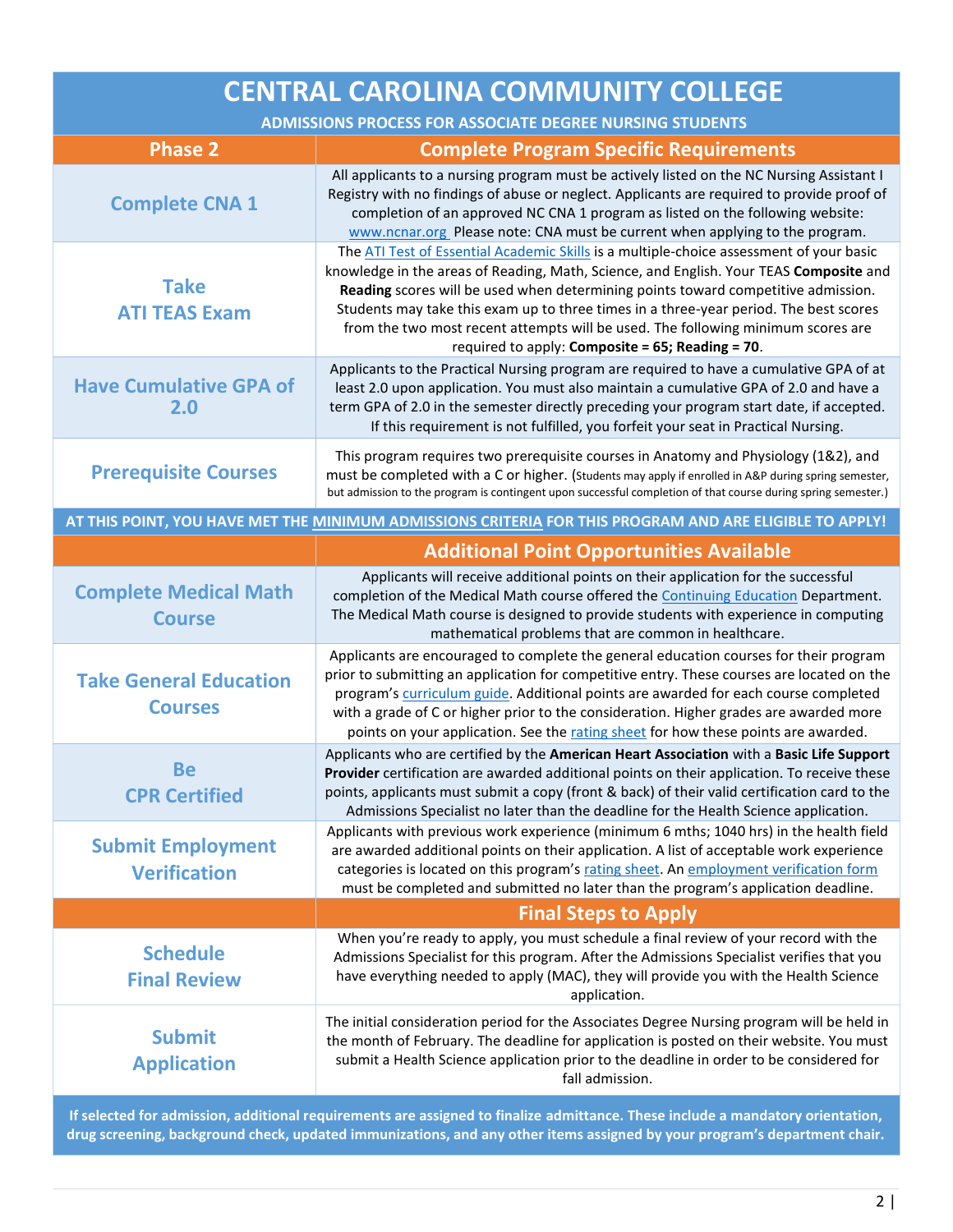# CENTRAL CAROLINA COMMUNITY COLLEGE

**ADMISSIONS PROCESS FOR ASSOCIATE DEGREE NURSING STUDENTS**

| Phase 2 | Complete Program Specific Requirements |
|---|---|
| **Complete CNA 1** | All applicants to a nursing program must be actively listed on the NC Nursing Assistant I Registry with no findings of abuse or neglect. Applicants are required to provide proof of completion of an approved NC CNA 1 program as listed on the following website: www.ncnar.org Please note: CNA must be current when applying to the program. |
| **Take ATI TEAS Exam** | The ATI Test of Essential Academic Skills is a multiple-choice assessment of your basic knowledge in the areas of Reading, Math, Science, and English. Your TEAS **Composite** and **Reading** scores will be used when determining points toward competitive admission. Students may take this exam up to three times in a three-year period. The best scores from the two most recent attempts will be used. The following minimum scores are required to apply: **Composite = 65; Reading = 70**. |
| **Have Cumulative GPA of 2.0** | Applicants to the Practical Nursing program are required to have a cumulative GPA of at least 2.0 upon application. You must also maintain a cumulative GPA of 2.0 and have a term GPA of 2.0 in the semester directly preceding your program start date, if accepted. If this requirement is not fulfilled, you forfeit your seat in Practical Nursing. |
| **Prerequisite Courses** | This program requires two prerequisite courses in Anatomy and Physiology (1&2), and must be completed with a C or higher. (Students may apply if enrolled in A&P during spring semester, but admission to the program is contingent upon successful completion of that course during spring semester.) |

**AT THIS POINT, YOU HAVE MET THE MINIMUM ADMISSIONS CRITERIA FOR THIS PROGRAM AND ARE ELIGIBLE TO APPLY!**

| | Additional Point Opportunities Available |
|---|---|
| **Complete Medical Math Course** | Applicants will receive additional points on their application for the successful completion of the Medical Math course offered the Continuing Education Department. The Medical Math course is designed to provide students with experience in computing mathematical problems that are common in healthcare. |
| **Take General Education Courses** | Applicants are encouraged to complete the general education courses for their program prior to submitting an application for competitive entry. These courses are located on the program's curriculum guide. Additional points are awarded for each course completed with a grade of C or higher prior to the consideration. Higher grades are awarded more points on your application. See the rating sheet for how these points are awarded. |
| **Be CPR Certified** | Applicants who are certified by the **American Heart Association** with a **Basic Life Support Provider** certification are awarded additional points on their application. To receive these points, applicants must submit a copy (front & back) of their valid certification card to the Admissions Specialist no later than the deadline for the Health Science application. |
| **Submit Employment Verification** | Applicants with previous work experience (minimum 6 mths; 1040 hrs) in the health field are awarded additional points on their application. A list of acceptable work experience categories is located on this program's rating sheet. An employment verification form must be completed and submitted no later than the program's application deadline. |

| | Final Steps to Apply |
|---|---|
| **Schedule Final Review** | When you're ready to apply, you must schedule a final review of your record with the Admissions Specialist for this program. After the Admissions Specialist verifies that you have everything needed to apply (MAC), they will provide you with the Health Science application. |
| **Submit Application** | The initial consideration period for the Associates Degree Nursing program will be held in the month of February. The deadline for application is posted on their website. You must submit a Health Science application prior to the deadline in order to be considered for fall admission. |

**If selected for admission, additional requirements are assigned to finalize admittance. These include a mandatory orientation, drug screening, background check, updated immunizations, and any other items assigned by your program's department chair.**